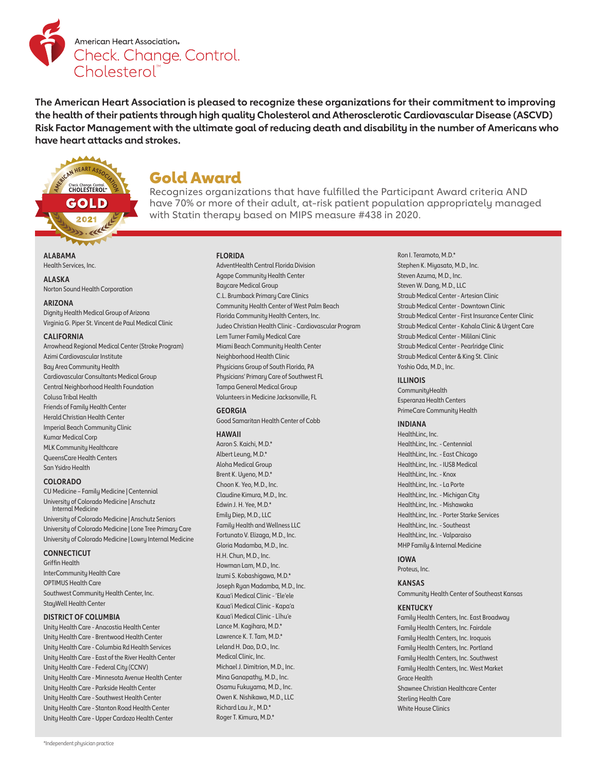American Heart Association.
Check. Change. Control. Cholesterol™

**The American Heart Association is pleased to recognize these organizations for their commitment to improving the health of their patients through high quality Cholesterol and Atherosclerotic Cardiovascular Disease (ASCVD) Risk Factor Management with the ultimate goal of reducing death and disability in the number of Americans who have heart attacks and strokes.**

# Gold Award

Recognizes organizations that have fulfilled the Participant Award criteria AND have 70% or more of their adult, at-risk patient population appropriately managed with Statin therapy based on MIPS measure #438 in 2020.

**ALABAMA**

Health Services, Inc.

**ALASKA**

Norton Sound Health Corporation

**ARIZONA**

Dignity Health Medical Group of Arizona
Virginia G. Piper St. Vincent de Paul Medical Clinic

**CALIFORNIA**

Arrowhead Regional Medical Center (Stroke Program)
Azimi Cardiovascular Institute
Bay Area Community Health
Cardiovascular Consultants Medical Group
Central Neighborhood Health Foundation
Colusa Tribal Health
Friends of Family Health Center
Herald Christian Health Center
Imperial Beach Community Clinic
Kumar Medical Corp
MLK Community Healthcare
QueensCare Health Centers
San Ysidro Health

**COLORADO**

CU Medicine – Family Medicine | Centennial
University of Colorado Medicine | Anschutz Internal Medicine
University of Colorado Medicine | Anschutz Seniors
University of Colorado Medicine | Lone Tree Primary Care
University of Colorado Medicine | Lowry Internal Medicine

**CONNECTICUT**

Griffin Health
InterCommunity Health Care
OPTIMUS Health Care
Southwest Community Health Center, Inc.
StayWell Health Center

**DISTRICT OF COLUMBIA**

Unity Health Care - Anacostia Health Center
Unity Health Care - Brentwood Health Center
Unity Health Care - Columbia Rd Health Services
Unity Health Care - East of the River Health Center
Unity Health Care - Federal City (CCNV)
Unity Health Care - Minnesota Avenue Health Center
Unity Health Care - Parkside Health Center
Unity Health Care - Southwest Health Center
Unity Health Care - Stanton Road Health Center
Unity Health Care - Upper Cardozo Health Center

**FLORIDA**

AdventHealth Central Florida Division
Agape Community Health Center
Baycare Medical Group
C.L. Brumback Primary Care Clinics
Community Health Center of West Palm Beach
Florida Community Health Centers, Inc.
Judeo Christian Health Clinic - Cardiovascular Program
Lem Turner Family Medical Care
Miami Beach Community Health Center
Neighborhood Health Clinic
Physicians Group of South Florida, PA
Physicians' Primary Care of Southwest FL
Tampa General Medical Group
Volunteers in Medicine Jacksonville, FL

**GEORGIA**

Good Samaritan Health Center of Cobb

**HAWAII**

Aaron S. Kaichi, M.D.*
Albert Leung, M.D.*
Aloha Medical Group
Brent K. Uyeno, M.D.*
Choon K. Yeo, M.D., Inc.
Claudine Kimura, M.D., Inc.
Edwin J. H. Yee, M.D.*
Emily Diep, M.D., LLC
Family Health and Wellness LLC
Fortunato V. Elizaga, M.D., Inc.
Gloria Madamba, M.D., Inc.
H.H. Chun, M.D., Inc.
Howman Lam, M.D., Inc.
Izumi S. Kobashigawa, M.D.*
Joseph Ryan Madamba, M.D., Inc.
Kaua'i Medical Clinic - 'Ele'ele
Kaua'i Medical Clinic - Kapa'a
Kaua'i Medical Clinic - Līhu'e
Lance M. Kagihara, M.D.*
Lawrence K. T. Tam, M.D.*
Leland H. Dao, D.O., Inc.
Medical Clinic, Inc.
Michael J. Dimitrion, M.D., Inc.
Mina Ganapathy, M.D., Inc.
Osamu Fukuyama, M.D., Inc.
Owen K. Nishikawa, M.D., LLC
Richard Lau Jr., M.D.*
Roger T. Kimura, M.D.*
Ron I. Teramoto, M.D.*
Stephen K. Miyasato, M.D., Inc.
Steven Azuma, M.D., Inc.
Steven W. Dang, M.D., LLC
Straub Medical Center - Artesian Clinic
Straub Medical Center - Downtown Clinic
Straub Medical Center - First Insurance Center Clinic
Straub Medical Center - Kahala Clinic & Urgent Care
Straub Medical Center - Mililani Clinic
Straub Medical Center - Pearlridge Clinic
Straub Medical Center & King St. Clinic
Yoshio Oda, M.D., Inc.

**ILLINOIS**

CommunityHealth
Esperanza Health Centers
PrimeCare Community Health

**INDIANA**

HealthLinc, Inc.
HealthLinc, Inc. - Centennial
HealthLinc, Inc. - East Chicago
HealthLinc, Inc. - IUSB Medical
HealthLinc, Inc. - Knox
HealthLinc, Inc. - La Porte
HealthLinc, Inc. - Michigan City
HealthLinc, Inc. - Mishawaka
HealthLinc, Inc. - Porter Starke Services
HealthLinc, Inc. - Southeast
HealthLinc, Inc. - Valparaiso
MHP Family & Internal Medicine

**IOWA**

Proteus, Inc.

**KANSAS**

Community Health Center of Southeast Kansas

**KENTUCKY**

Family Health Centers, Inc. East Broadway
Family Health Centers, Inc. Fairdale
Family Health Centers, Inc. Iroquois
Family Health Centers, Inc. Portland
Family Health Centers, Inc. Southwest
Family Health Centers, Inc. West Market
Grace Health
Shawnee Christian Healthcare Center
Sterling Health Care
White House Clinics

*Independent physician practice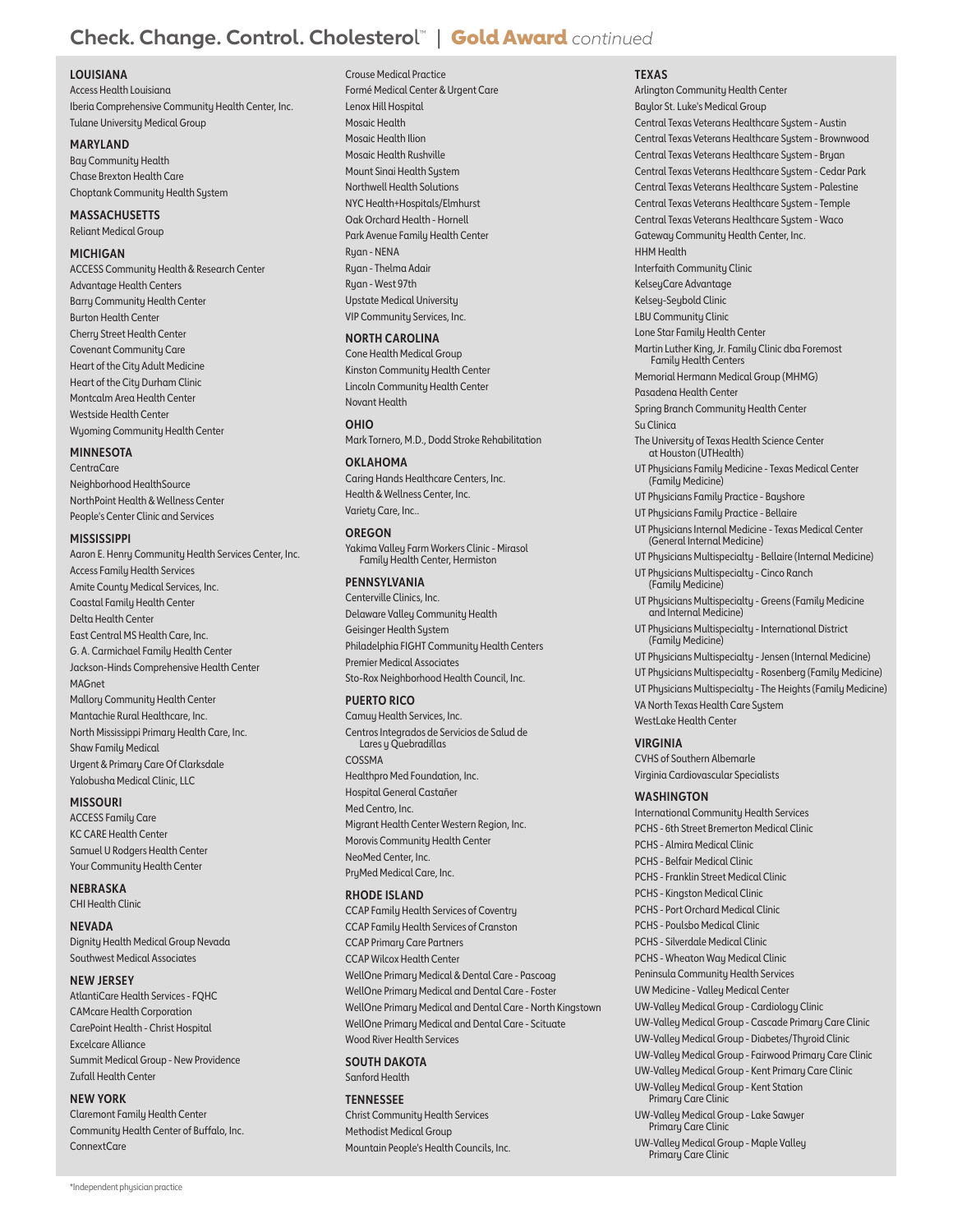# Check. Change. Control. Cholesterol™ | Gold Award *continued*

### LOUISIANA
Access Health Louisiana
Iberia Comprehensive Community Health Center, Inc.
Tulane University Medical Group

### MARYLAND
Bay Community Health
Chase Brexton Health Care
Choptank Community Health System

### MASSACHUSETTS
Reliant Medical Group

### MICHIGAN
ACCESS Community Health & Research Center
Advantage Health Centers
Barry Community Health Center
Burton Health Center
Cherry Street Health Center
Covenant Community Care
Heart of the City Adult Medicine
Heart of the City Durham Clinic
Montcalm Area Health Center
Westside Health Center
Wyoming Community Health Center

### MINNESOTA
CentraCare
Neighborhood HealthSource
NorthPoint Health & Wellness Center
People's Center Clinic and Services

### MISSISSIPPI
Aaron E. Henry Community Health Services Center, Inc.
Access Family Health Services
Amite County Medical Services, Inc.
Coastal Family Health Center
Delta Health Center
East Central MS Health Care, Inc.
G. A. Carmichael Family Health Center
Jackson-Hinds Comprehensive Health Center
MAGnet
Mallory Community Health Center
Mantachie Rural Healthcare, Inc.
North Mississippi Primary Health Care, Inc.
Shaw Family Medical
Urgent & Primary Care Of Clarksdale
Yalobusha Medical Clinic, LLC

### MISSOURI
ACCESS Family Care
KC CARE Health Center
Samuel U Rodgers Health Center
Your Community Health Center

### NEBRASKA
CHI Health Clinic

### NEVADA
Dignity Health Medical Group Nevada
Southwest Medical Associates

### NEW JERSEY
AtlantiCare Health Services - FQHC
CAMcare Health Corporation
CarePoint Health - Christ Hospital
Excelcare Alliance
Summit Medical Group - New Providence
Zufall Health Center

### NEW YORK
Claremont Family Health Center
Community Health Center of Buffalo, Inc.
ConnextCare
Crouse Medical Practice
Formé Medical Center & Urgent Care
Lenox Hill Hospital
Mosaic Health
Mosaic Health Ilion
Mosaic Health Rushville
Mount Sinai Health System
Northwell Health Solutions
NYC Health+Hospitals/Elmhurst
Oak Orchard Health - Hornell
Park Avenue Family Health Center
Ryan - NENA
Ryan - Thelma Adair
Ryan - West 97th
Upstate Medical University
VIP Community Services, Inc.

### NORTH CAROLINA
Cone Health Medical Group
Kinston Community Health Center
Lincoln Community Health Center
Novant Health

### OHIO
Mark Tornero, M.D., Dodd Stroke Rehabilitation

### OKLAHOMA
Caring Hands Healthcare Centers, Inc.
Health & Wellness Center, Inc.
Variety Care, Inc..

### OREGON
Yakima Valley Farm Workers Clinic - Mirasol Family Health Center, Hermiston

### PENNSYLVANIA
Centerville Clinics, Inc.
Delaware Valley Community Health
Geisinger Health System
Philadelphia FIGHT Community Health Centers
Premier Medical Associates
Sto-Rox Neighborhood Health Council, Inc.

### PUERTO RICO
Camuy Health Services, Inc.
Centros Integrados de Servicios de Salud de Lares y Quebradillas
COSSMA
Healthpro Med Foundation, Inc.
Hospital General Castañer
Med Centro, Inc.
Migrant Health Center Western Region, Inc.
Morovis Community Health Center
NeoMed Center, Inc.
PryMed Medical Care, Inc.

### RHODE ISLAND
CCAP Family Health Services of Coventry
CCAP Family Health Services of Cranston
CCAP Primary Care Partners
CCAP Wilcox Health Center
WellOne Primary Medical & Dental Care - Pascoag
WellOne Primary Medical and Dental Care - Foster
WellOne Primary Medical and Dental Care - North Kingstown
WellOne Primary Medical and Dental Care - Scituate
Wood River Health Services

### SOUTH DAKOTA
Sanford Health

### TENNESSEE
Christ Community Health Services
Methodist Medical Group
Mountain People's Health Councils, Inc.

### TEXAS
Arlington Community Health Center
Baylor St. Luke's Medical Group
Central Texas Veterans Healthcare System - Austin
Central Texas Veterans Healthcare System - Brownwood
Central Texas Veterans Healthcare System - Bryan
Central Texas Veterans Healthcare System - Cedar Park
Central Texas Veterans Healthcare System - Palestine
Central Texas Veterans Healthcare System - Temple
Central Texas Veterans Healthcare System - Waco
Gateway Community Health Center, Inc.
HHM Health
Interfaith Community Clinic
KelseyCare Advantage
Kelsey-Seybold Clinic
LBU Community Clinic
Lone Star Family Health Center
Martin Luther King, Jr. Family Clinic dba Foremost Family Health Centers
Memorial Hermann Medical Group (MHMG)
Pasadena Health Center
Spring Branch Community Health Center
Su Clinica
The University of Texas Health Science Center at Houston (UTHealth)
UT Physicians Family Medicine - Texas Medical Center (Family Medicine)
UT Physicians Family Practice - Bayshore
UT Physicians Family Practice - Bellaire
UT Physicians Internal Medicine - Texas Medical Center (General Internal Medicine)
UT Physicians Multispecialty - Bellaire (Internal Medicine)
UT Physicians Multispecialty - Cinco Ranch (Family Medicine)
UT Physicians Multispecialty - Greens (Family Medicine and Internal Medicine)
UT Physicians Multispecialty - International District (Family Medicine)
UT Physicians Multispecialty - Jensen (Internal Medicine)
UT Physicians Multispecialty - Rosenberg (Family Medicine)
UT Physicians Multispecialty - The Heights (Family Medicine)
VA North Texas Health Care System
WestLake Health Center

### VIRGINIA
CVHS of Southern Albemarle
Virginia Cardiovascular Specialists

### WASHINGTON
International Community Health Services
PCHS - 6th Street Bremerton Medical Clinic
PCHS - Almira Medical Clinic
PCHS - Belfair Medical Clinic
PCHS - Franklin Street Medical Clinic
PCHS - Kingston Medical Clinic
PCHS - Port Orchard Medical Clinic
PCHS - Poulsbo Medical Clinic
PCHS - Silverdale Medical Clinic
PCHS - Wheaton Way Medical Clinic
Peninsula Community Health Services
UW Medicine - Valley Medical Center
UW-Valley Medical Group - Cardiology Clinic
UW-Valley Medical Group - Cascade Primary Care Clinic
UW-Valley Medical Group - Diabetes/Thyroid Clinic
UW-Valley Medical Group - Fairwood Primary Care Clinic
UW-Valley Medical Group - Kent Primary Care Clinic
UW-Valley Medical Group - Kent Station Primary Care Clinic
UW-Valley Medical Group - Lake Sawyer Primary Care Clinic
UW-Valley Medical Group - Maple Valley Primary Care Clinic

*Independent physician practice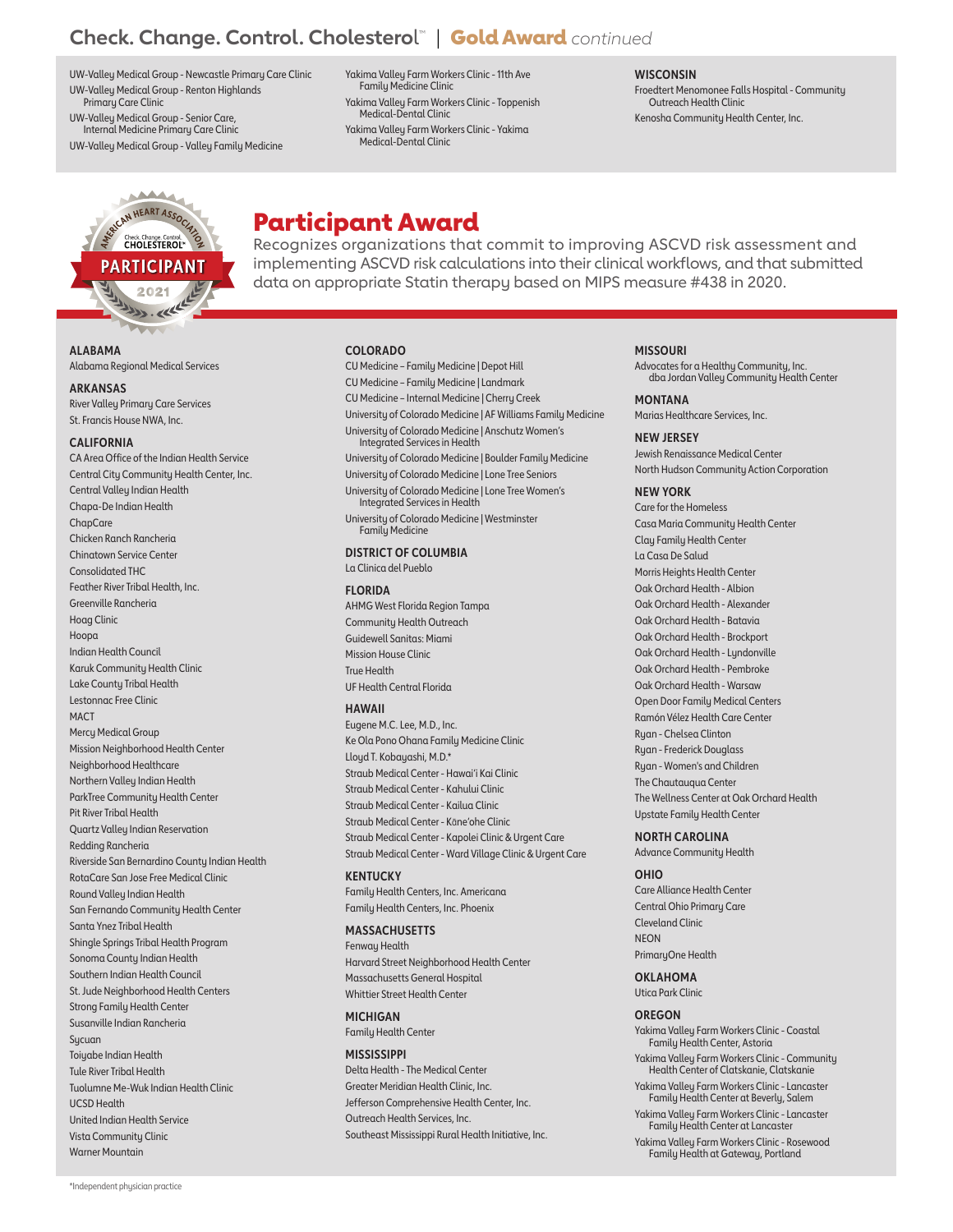## Check. Change. Control. Cholesterol™ | Gold Award *continued*

UW-Valley Medical Group - Newcastle Primary Care Clinic
UW-Valley Medical Group - Renton Highlands Primary Care Clinic
UW-Valley Medical Group - Senior Care, Internal Medicine Primary Care Clinic
UW-Valley Medical Group - Valley Family Medicine
Yakima Valley Farm Workers Clinic - 11th Ave Family Medicine Clinic
Yakima Valley Farm Workers Clinic - Toppenish Medical-Dental Clinic
Yakima Valley Farm Workers Clinic - Yakima Medical-Dental Clinic

**WISCONSIN**
Froedtert Menomonee Falls Hospital - Community Outreach Health Clinic
Kenosha Community Health Center, Inc.

AMERICAN HEART ASSOCIATION
Check. Change. Control. CHOLESTEROL™
PARTICIPANT
2021

# Participant Award

Recognizes organizations that commit to improving ASCVD risk assessment and implementing ASCVD risk calculations into their clinical workflows, and that submitted data on appropriate Statin therapy based on MIPS measure #438 in 2020.

**ALABAMA**
Alabama Regional Medical Services

**ARKANSAS**
River Valley Primary Care Services
St. Francis House NWA, Inc.

**CALIFORNIA**
CA Area Office of the Indian Health Service
Central City Community Health Center, Inc.
Central Valley Indian Health
Chapa-De Indian Health
ChapCare
Chicken Ranch Rancheria
Chinatown Service Center
Consolidated THC
Feather River Tribal Health, Inc.
Greenville Rancheria
Hoag Clinic
Hoopa
Indian Health Council
Karuk Community Health Clinic
Lake County Tribal Health
Lestonnac Free Clinic
MACT
Mercy Medical Group
Mission Neighborhood Health Center
Neighborhood Healthcare
Northern Valley Indian Health
ParkTree Community Health Center
Pit River Tribal Health
Quartz Valley Indian Reservation
Redding Rancheria
Riverside San Bernardino County Indian Health
RotaCare San Jose Free Medical Clinic
Round Valley Indian Health
San Fernando Community Health Center
Santa Ynez Tribal Health
Shingle Springs Tribal Health Program
Sonoma County Indian Health
Southern Indian Health Council
St. Jude Neighborhood Health Centers
Strong Family Health Center
Susanville Indian Rancheria
Sycuan
Toiyabe Indian Health
Tule River Tribal Health
Tuolumne Me-Wuk Indian Health Clinic
UCSD Health
United Indian Health Service
Vista Community Clinic
Warner Mountain

**COLORADO**
CU Medicine – Family Medicine | Depot Hill
CU Medicine – Family Medicine | Landmark
CU Medicine – Internal Medicine | Cherry Creek
University of Colorado Medicine | AF Williams Family Medicine
University of Colorado Medicine | Anschutz Women's Integrated Services in Health
University of Colorado Medicine | Boulder Family Medicine
University of Colorado Medicine | Lone Tree Seniors
University of Colorado Medicine | Lone Tree Women's Integrated Services in Health
University of Colorado Medicine | Westminster Family Medicine

**DISTRICT OF COLUMBIA**
La Clinica del Pueblo

**FLORIDA**
AHMG West Florida Region Tampa
Community Health Outreach
Guidewell Sanitas: Miami
Mission House Clinic
True Health
UF Health Central Florida

**HAWAII**
Eugene M.C. Lee, M.D., Inc.
Ke Ola Pono Ohana Family Medicine Clinic
Lloyd T. Kobayashi, M.D.*
Straub Medical Center - Hawai'i Kai Clinic
Straub Medical Center - Kahului Clinic
Straub Medical Center - Kailua Clinic
Straub Medical Center - Kāne'ohe Clinic
Straub Medical Center - Kapolei Clinic & Urgent Care
Straub Medical Center - Ward Village Clinic & Urgent Care

**KENTUCKY**
Family Health Centers, Inc. Americana
Family Health Centers, Inc. Phoenix

**MASSACHUSETTS**
Fenway Health
Harvard Street Neighborhood Health Center
Massachusetts General Hospital
Whittier Street Health Center

**MICHIGAN**
Family Health Center

**MISSISSIPPI**
Delta Health - The Medical Center
Greater Meridian Health Clinic, Inc.
Jefferson Comprehensive Health Center, Inc.
Outreach Health Services, Inc.
Southeast Mississippi Rural Health Initiative, Inc.

**MISSOURI**
Advocates for a Healthy Community, Inc. dba Jordan Valley Community Health Center

**MONTANA**
Marias Healthcare Services, Inc.

**NEW JERSEY**
Jewish Renaissance Medical Center
North Hudson Community Action Corporation

**NEW YORK**
Care for the Homeless
Casa Maria Community Health Center
Clay Family Health Center
La Casa De Salud
Morris Heights Health Center
Oak Orchard Health - Albion
Oak Orchard Health - Alexander
Oak Orchard Health - Batavia
Oak Orchard Health - Brockport
Oak Orchard Health - Lyndonville
Oak Orchard Health - Pembroke
Oak Orchard Health - Warsaw
Open Door Family Medical Centers
Ramón Vélez Health Care Center
Ryan - Chelsea Clinton
Ryan - Frederick Douglass
Ryan - Women's and Children
The Chautauqua Center
The Wellness Center at Oak Orchard Health
Upstate Family Health Center

**NORTH CAROLINA**
Advance Community Health

**OHIO**
Care Alliance Health Center
Central Ohio Primary Care
Cleveland Clinic
NEON
PrimaryOne Health

**OKLAHOMA**
Utica Park Clinic

**OREGON**
Yakima Valley Farm Workers Clinic - Coastal Family Health Center, Astoria
Yakima Valley Farm Workers Clinic - Community Health Center of Clatskanie, Clatskanie
Yakima Valley Farm Workers Clinic - Lancaster Family Health Center at Beverly, Salem
Yakima Valley Farm Workers Clinic - Lancaster Family Health Center at Lancaster
Yakima Valley Farm Workers Clinic - Rosewood Family Health at Gateway, Portland

*Independent physician practice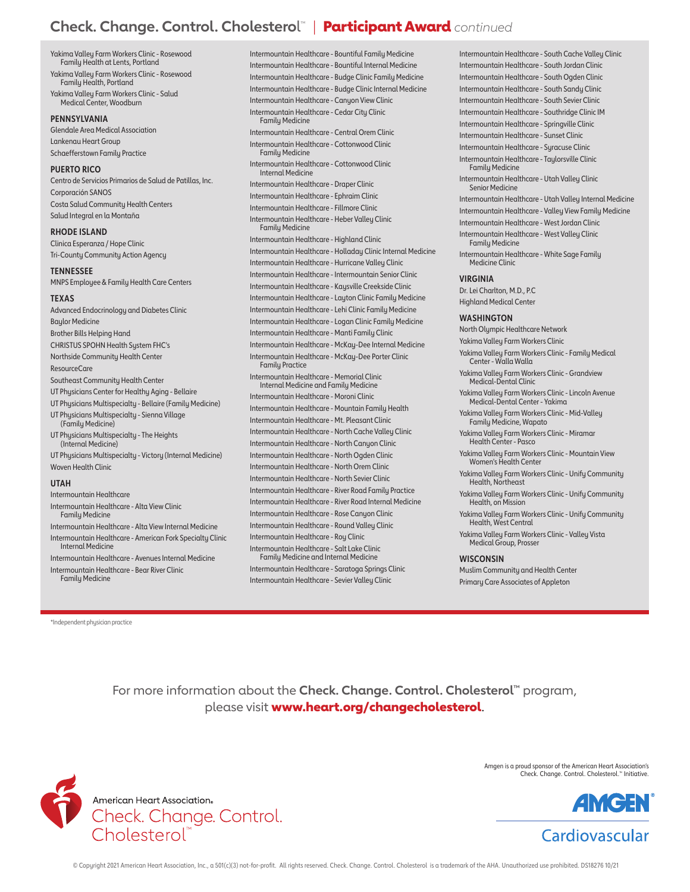# Check. Change. Control. Cholesterol™ | Participant Award *continued*

Yakima Valley Farm Workers Clinic - Rosewood Family Health at Lents, Portland

Yakima Valley Farm Workers Clinic - Rosewood Family Health, Portland

Yakima Valley Farm Workers Clinic - Salud Medical Center, Woodburn

### PENNSYLVANIA

Glendale Area Medical Association

Lankenau Heart Group

Schaefferstown Family Practice

### PUERTO RICO

Centro de Servicios Primarios de Salud de Patillas, Inc.

Corporación SANOS

Costa Salud Community Health Centers

Salud Integral en la Montaña

### RHODE ISLAND

Clinica Esperanza / Hope Clinic

Tri-County Community Action Agency

### TENNESSEE

MNPS Employee & Family Health Care Centers

### TEXAS

Advanced Endocrinology and Diabetes Clinic

Baylor Medicine

Brother Bills Helping Hand

CHRISTUS SPOHN Health System FHC's

Northside Community Health Center

ResourceCare

Southeast Community Health Center

UT Physicians Center for Healthy Aging - Bellaire

UT Physicians Multispecialty - Bellaire (Family Medicine)

UT Physicians Multispecialty - Sienna Village (Family Medicine)

UT Physicians Multispecialty - The Heights (Internal Medicine)

UT Physicians Multispecialty - Victory (Internal Medicine)

Woven Health Clinic

### UTAH

Intermountain Healthcare

Intermountain Healthcare - Alta View Clinic Family Medicine

Intermountain Healthcare - Alta View Internal Medicine

Intermountain Healthcare - American Fork Specialty Clinic Internal Medicine

Intermountain Healthcare - Avenues Internal Medicine

Intermountain Healthcare - Bear River Clinic Family Medicine

Intermountain Healthcare - Bountiful Family Medicine

Intermountain Healthcare - Bountiful Internal Medicine

Intermountain Healthcare - Budge Clinic Family Medicine

Intermountain Healthcare - Budge Clinic Internal Medicine

Intermountain Healthcare - Canyon View Clinic

Intermountain Healthcare - Cedar City Clinic Family Medicine

Intermountain Healthcare - Central Orem Clinic

Intermountain Healthcare - Cottonwood Clinic Family Medicine

Intermountain Healthcare - Cottonwood Clinic Internal Medicine

Intermountain Healthcare - Draper Clinic

Intermountain Healthcare - Ephraim Clinic

Intermountain Healthcare - Fillmore Clinic

Intermountain Healthcare - Heber Valley Clinic Family Medicine

Intermountain Healthcare - Highland Clinic

Intermountain Healthcare - Holladay Clinic Internal Medicine

Intermountain Healthcare - Hurricane Valley Clinic

Intermountain Healthcare - Intermountain Senior Clinic

Intermountain Healthcare - Kaysville Creekside Clinic

Intermountain Healthcare - Layton Clinic Family Medicine

Intermountain Healthcare - Lehi Clinic Family Medicine

Intermountain Healthcare - Logan Clinic Family Medicine

Intermountain Healthcare - Manti Family Clinic

Intermountain Healthcare - McKay-Dee Internal Medicine

Intermountain Healthcare - McKay-Dee Porter Clinic Family Practice

Intermountain Healthcare - Memorial Clinic Internal Medicine and Family Medicine

Intermountain Healthcare - Moroni Clinic

Intermountain Healthcare - Mountain Family Health

Intermountain Healthcare - Mt. Pleasant Clinic

Intermountain Healthcare - North Cache Valley Clinic

Intermountain Healthcare - North Canyon Clinic

Intermountain Healthcare - North Ogden Clinic

Intermountain Healthcare - North Orem Clinic

Intermountain Healthcare - North Sevier Clinic

Intermountain Healthcare - River Road Family Practice

Intermountain Healthcare - River Road Internal Medicine

Intermountain Healthcare - Rose Canyon Clinic

Intermountain Healthcare - Round Valley Clinic

Intermountain Healthcare - Roy Clinic

Intermountain Healthcare - Salt Lake Clinic Family Medicine and Internal Medicine

Intermountain Healthcare - Saratoga Springs Clinic

Intermountain Healthcare - Sevier Valley Clinic

Intermountain Healthcare - South Cache Valley Clinic

Intermountain Healthcare - South Jordan Clinic

Intermountain Healthcare - South Ogden Clinic

Intermountain Healthcare - South Sandy Clinic

Intermountain Healthcare - South Sevier Clinic

Intermountain Healthcare - Southridge Clinic IM

Intermountain Healthcare - Springville Clinic

Intermountain Healthcare - Sunset Clinic

Intermountain Healthcare - Syracuse Clinic

Intermountain Healthcare - Taylorsville Clinic Family Medicine

Intermountain Healthcare - Utah Valley Clinic Senior Medicine

Intermountain Healthcare - Utah Valley Internal Medicine

Intermountain Healthcare - Valley View Family Medicine

Intermountain Healthcare - West Jordan Clinic

Intermountain Healthcare - West Valley Clinic Family Medicine

Intermountain Healthcare - White Sage Family Medicine Clinic

### VIRGINIA

Dr. Lei Charlton, M.D., P.C

Highland Medical Center

### WASHINGTON

North Olympic Healthcare Network

Yakima Valley Farm Workers Clinic

Yakima Valley Farm Workers Clinic - Family Medical Center - Walla Walla

Yakima Valley Farm Workers Clinic - Grandview Medical-Dental Clinic

Yakima Valley Farm Workers Clinic - Lincoln Avenue Medical-Dental Center - Yakima

Yakima Valley Farm Workers Clinic - Mid-Valley Family Medicine, Wapato

Yakima Valley Farm Workers Clinic - Miramar Health Center - Pasco

Yakima Valley Farm Workers Clinic - Mountain View Women's Health Center

Yakima Valley Farm Workers Clinic - Unify Community Health, Northeast

Yakima Valley Farm Workers Clinic - Unify Community Health, on Mission

Yakima Valley Farm Workers Clinic - Unify Community Health, West Central

Yakima Valley Farm Workers Clinic - Valley Vista Medical Group, Prosser

### WISCONSIN

Muslim Community and Health Center

Primary Care Associates of Appleton

*Independent physician practice

For more information about the **Check. Change. Control. Cholesterol™** program, please visit **www.heart.org/changecholesterol**.

Amgen is a proud sponsor of the American Heart Association's Check. Change. Control. Cholesterol.™ Initiative.

American Heart Association. Check. Change. Control. Cholesterol™

AMGEN Cardiovascular

© Copyright 2021 American Heart Association, Inc., a 501(c)(3) not-for-profit. All rights reserved. Check. Change. Control. Cholesterol is a trademark of the AHA. Unauthorized use prohibited. DS18276 10/21